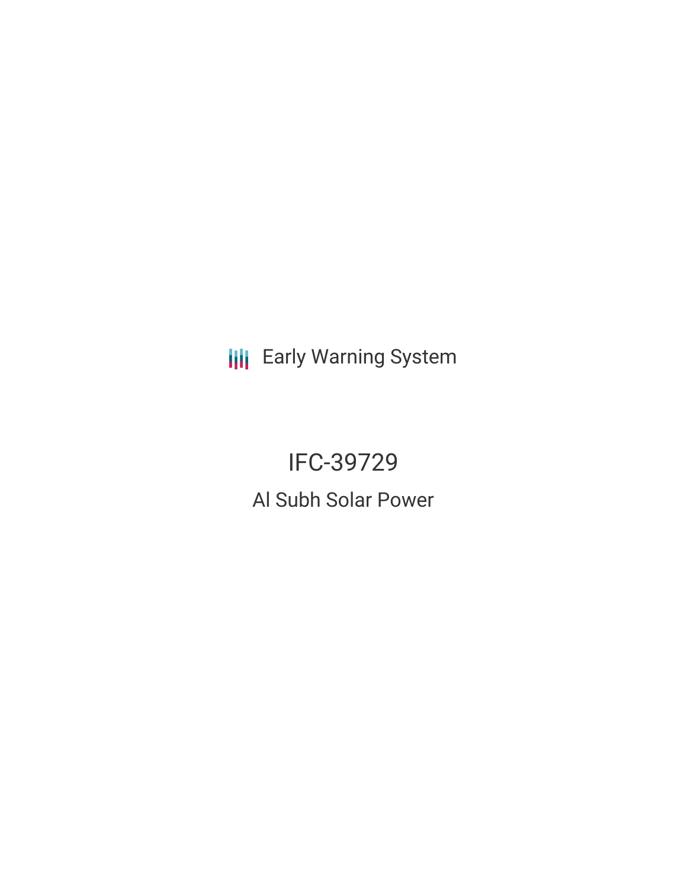Early Warning System

# IFC-39729

## Al Subh Solar Power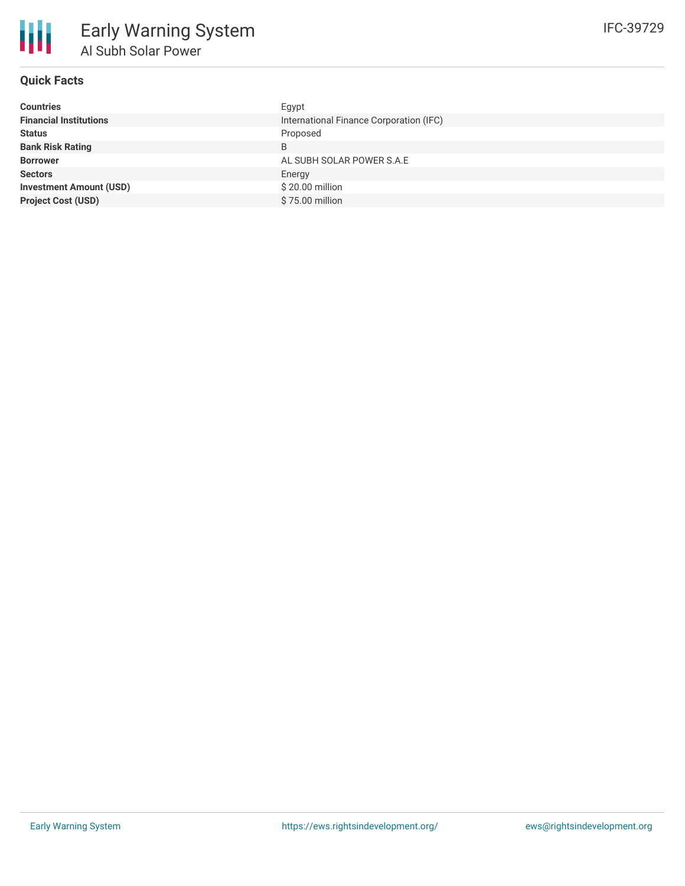# Early Warning System

## Al Subh Solar Power

IFC-39729

### Quick Facts

| | |
|---|---|
| **Countries** | Egypt |
| **Financial Institutions** | International Finance Corporation (IFC) |
| **Status** | Proposed |
| **Bank Risk Rating** | B |
| **Borrower** | AL SUBH SOLAR POWER S.A.E |
| **Sectors** | Energy |
| **Investment Amount (USD)** | $ 20.00 million |
| **Project Cost (USD)** | $ 75.00 million |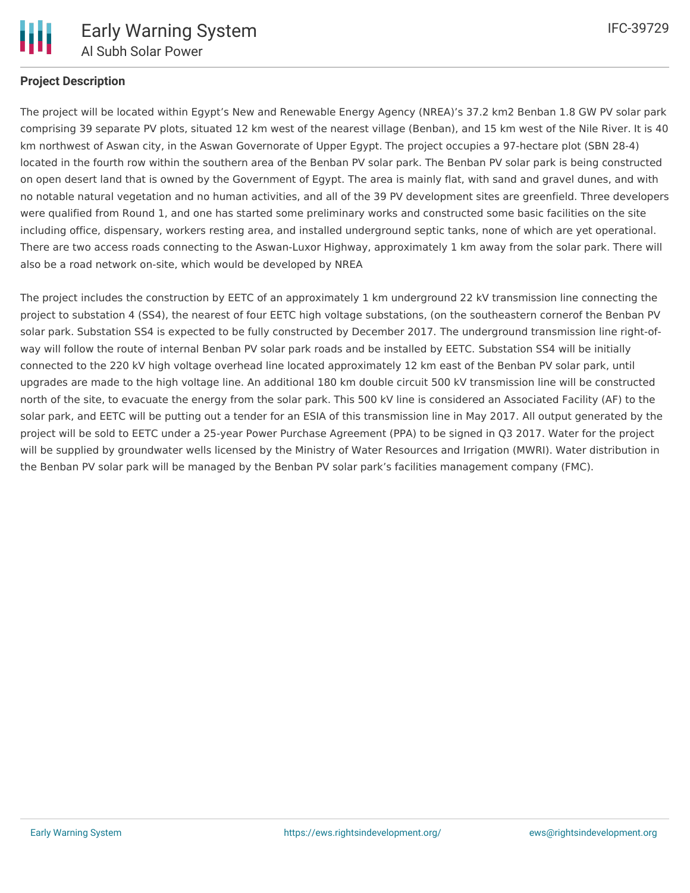## Project Description

The project will be located within Egypt's New and Renewable Energy Agency (NREA)'s 37.2 km2 Benban 1.8 GW PV solar park comprising 39 separate PV plots, situated 12 km west of the nearest village (Benban), and 15 km west of the Nile River. It is 40 km northwest of Aswan city, in the Aswan Governorate of Upper Egypt. The project occupies a 97-hectare plot (SBN 28-4) located in the fourth row within the southern area of the Benban PV solar park. The Benban PV solar park is being constructed on open desert land that is owned by the Government of Egypt. The area is mainly flat, with sand and gravel dunes, and with no notable natural vegetation and no human activities, and all of the 39 PV development sites are greenfield. Three developers were qualified from Round 1, and one has started some preliminary works and constructed some basic facilities on the site including office, dispensary, workers resting area, and installed underground septic tanks, none of which are yet operational. There are two access roads connecting to the Aswan-Luxor Highway, approximately 1 km away from the solar park. There will also be a road network on-site, which would be developed by NREA

The project includes the construction by EETC of an approximately 1 km underground 22 kV transmission line connecting the project to substation 4 (SS4), the nearest of four EETC high voltage substations, (on the southeastern cornerof the Benban PV solar park. Substation SS4 is expected to be fully constructed by December 2017. The underground transmission line right-of-way will follow the route of internal Benban PV solar park roads and be installed by EETC. Substation SS4 will be initially connected to the 220 kV high voltage overhead line located approximately 12 km east of the Benban PV solar park, until upgrades are made to the high voltage line. An additional 180 km double circuit 500 kV transmission line will be constructed north of the site, to evacuate the energy from the solar park. This 500 kV line is considered an Associated Facility (AF) to the solar park, and EETC will be putting out a tender for an ESIA of this transmission line in May 2017. All output generated by the project will be sold to EETC under a 25-year Power Purchase Agreement (PPA) to be signed in Q3 2017. Water for the project will be supplied by groundwater wells licensed by the Ministry of Water Resources and Irrigation (MWRI). Water distribution in the Benban PV solar park will be managed by the Benban PV solar park's facilities management company (FMC).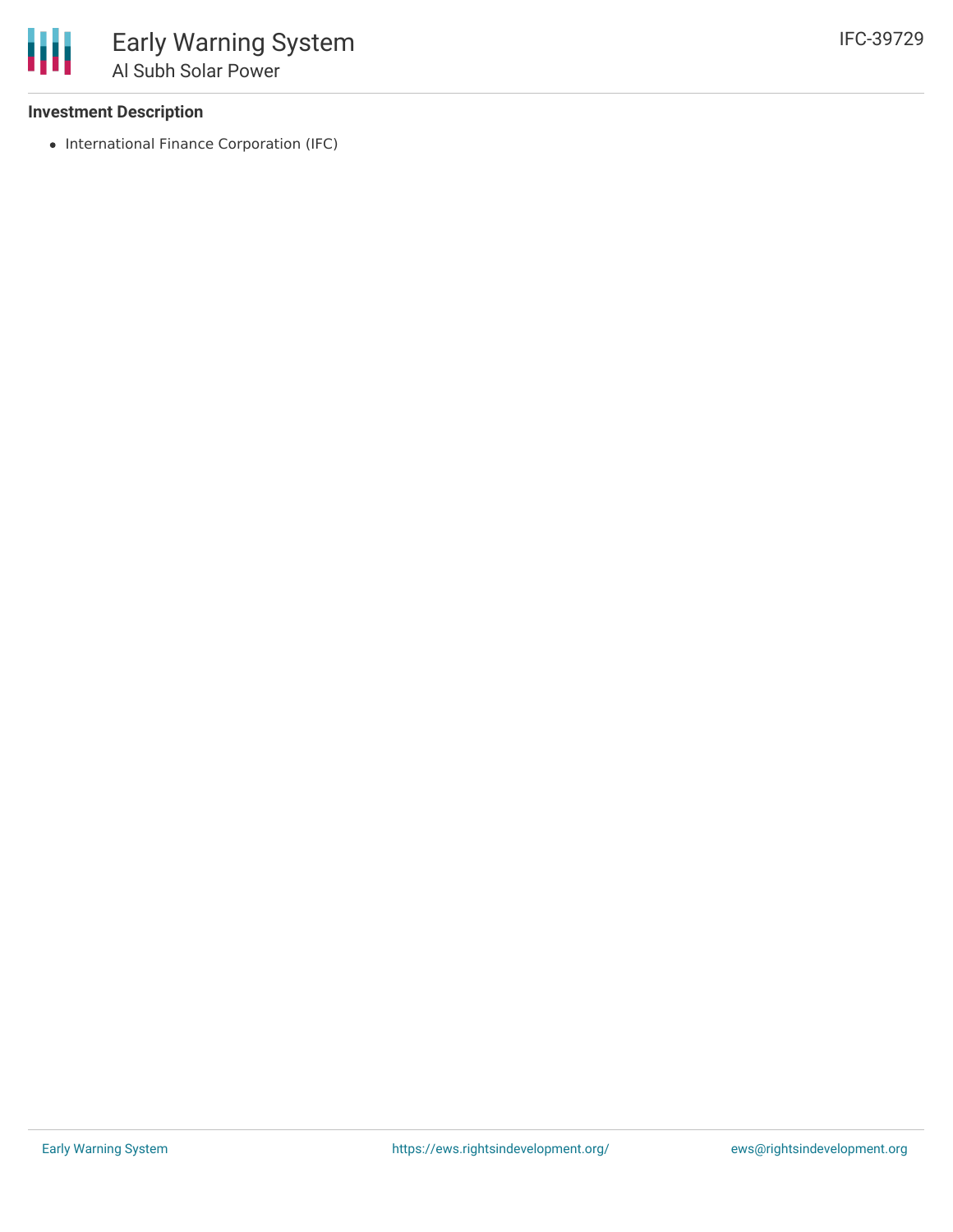### Investment Description

- International Finance Corporation (IFC)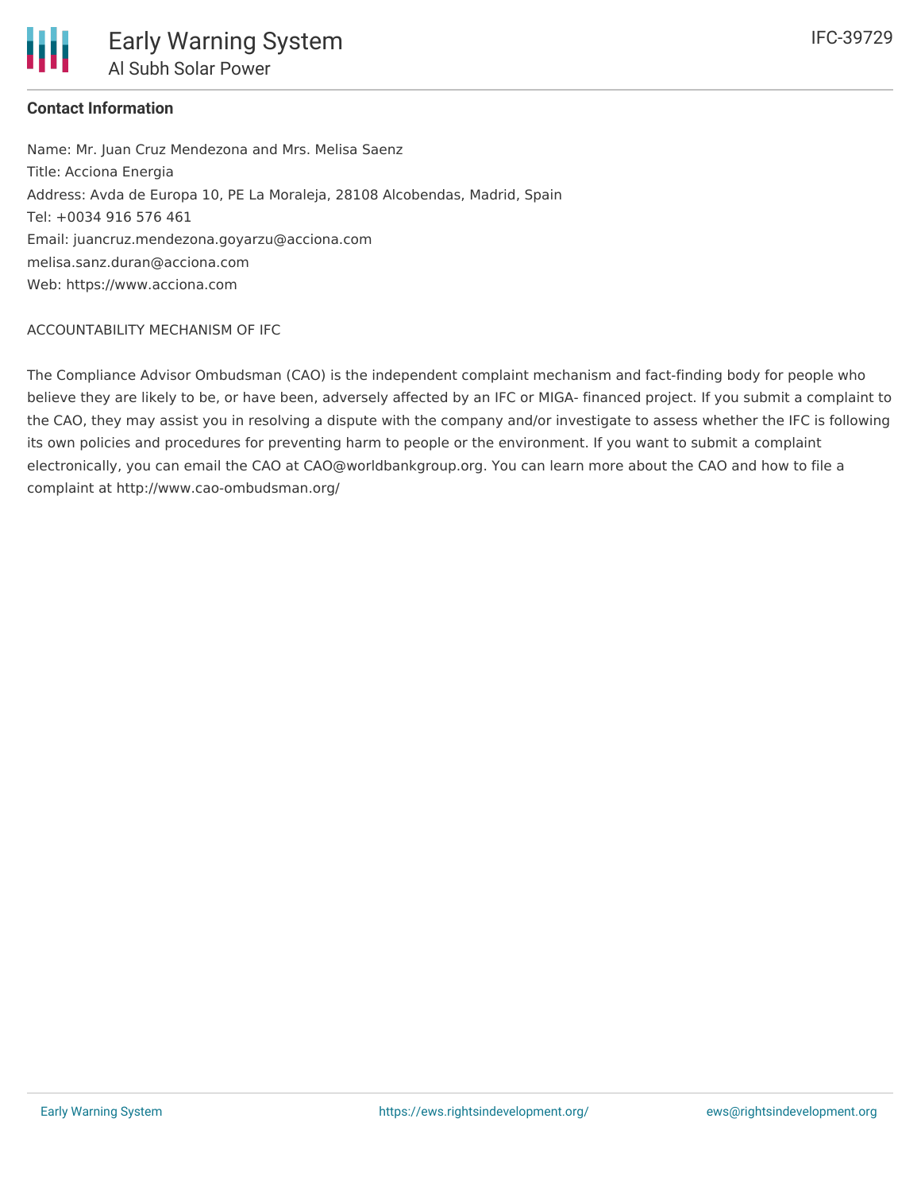**Contact Information**

Name: Mr. Juan Cruz Mendezona and Mrs. Melisa Saenz
Title: Acciona Energia
Address: Avda de Europa 10, PE La Moraleja, 28108 Alcobendas, Madrid, Spain
Tel: +0034 916 576 461
Email: juancruz.mendezona.goyarzu@acciona.com
melisa.sanz.duran@acciona.com
Web: https://www.acciona.com

ACCOUNTABILITY MECHANISM OF IFC

The Compliance Advisor Ombudsman (CAO) is the independent complaint mechanism and fact-finding body for people who believe they are likely to be, or have been, adversely affected by an IFC or MIGA- financed project. If you submit a complaint to the CAO, they may assist you in resolving a dispute with the company and/or investigate to assess whether the IFC is following its own policies and procedures for preventing harm to people or the environment. If you want to submit a complaint electronically, you can email the CAO at CAO@worldbankgroup.org. You can learn more about the CAO and how to file a complaint at http://www.cao-ombudsman.org/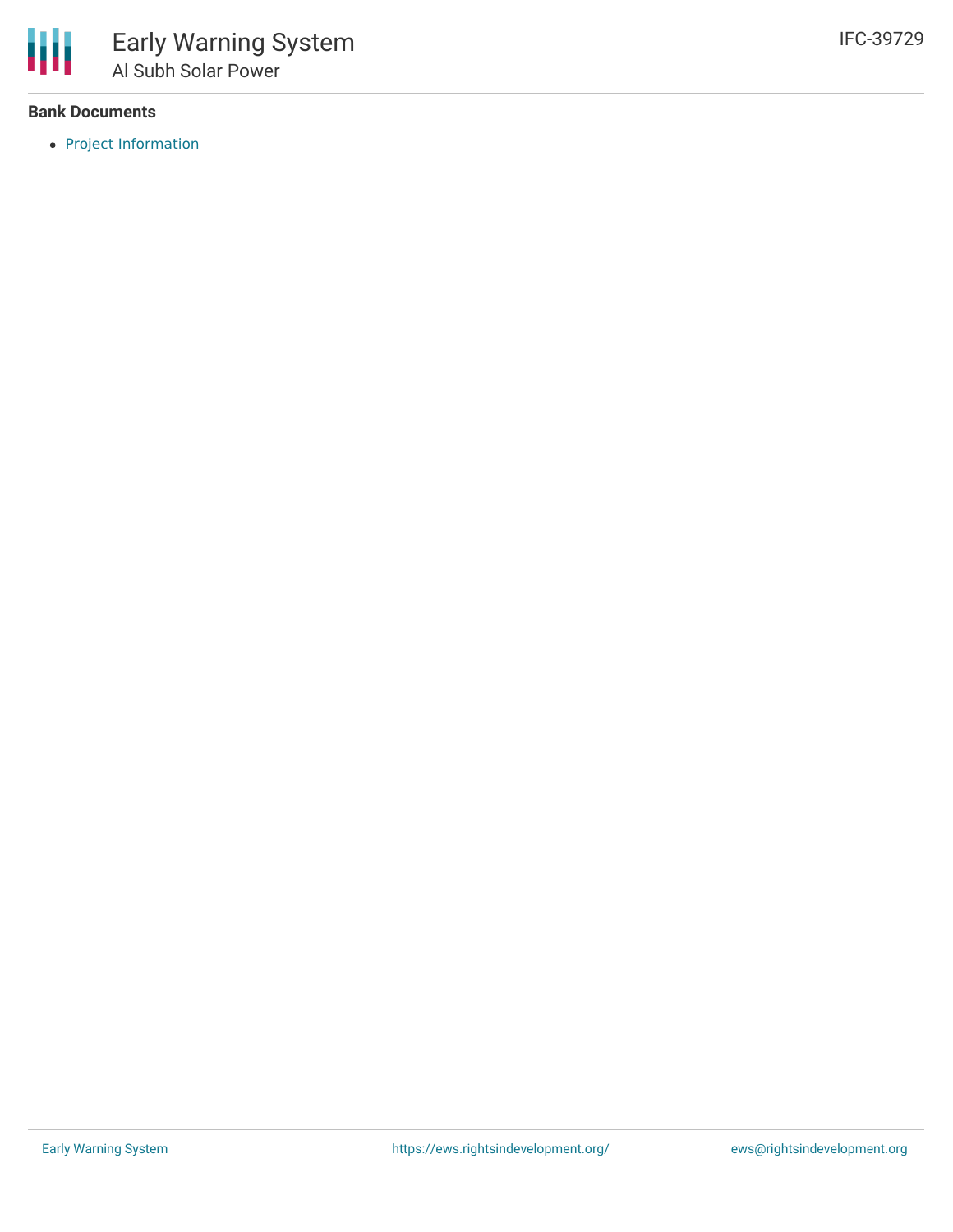**Bank Documents**

- Project Information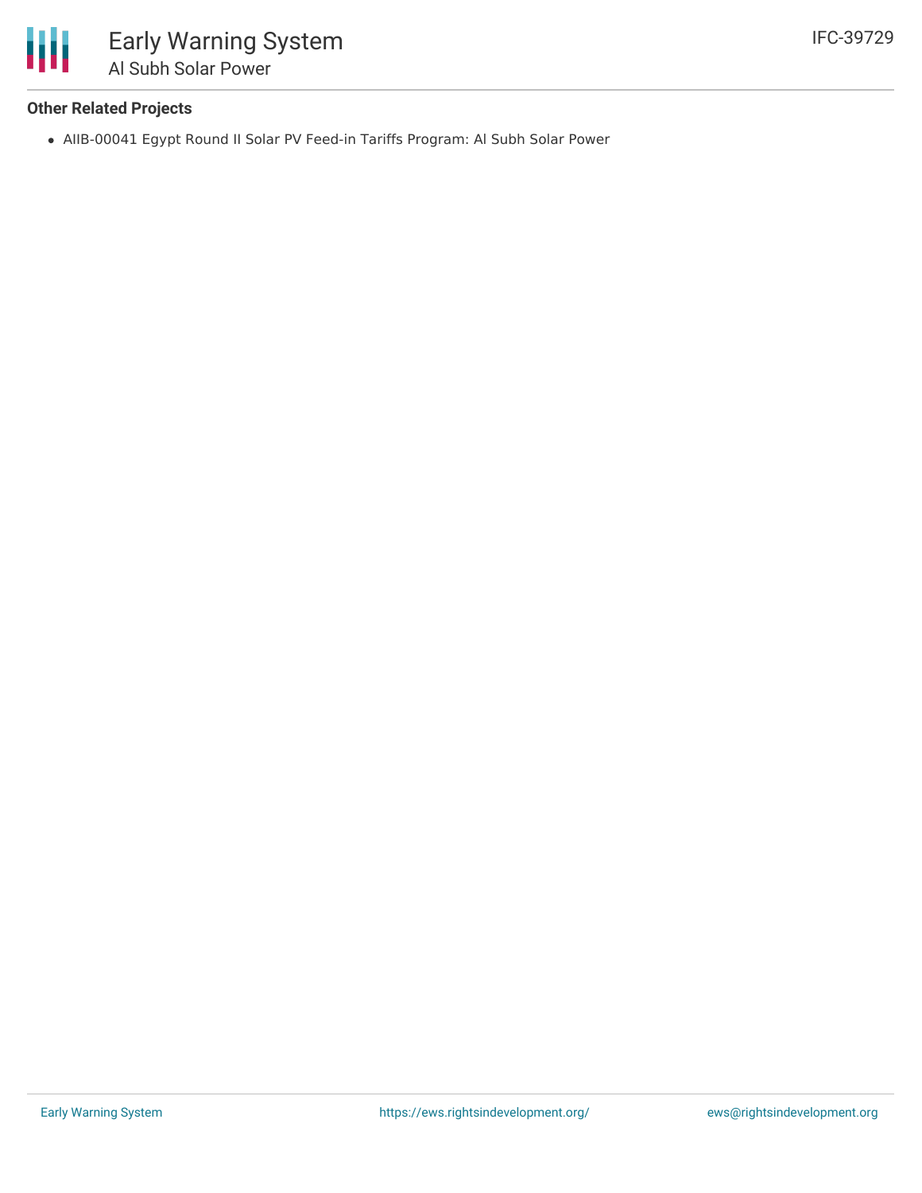**Other Related Projects**

- AIIB-00041 Egypt Round II Solar PV Feed-in Tariffs Program: Al Subh Solar Power